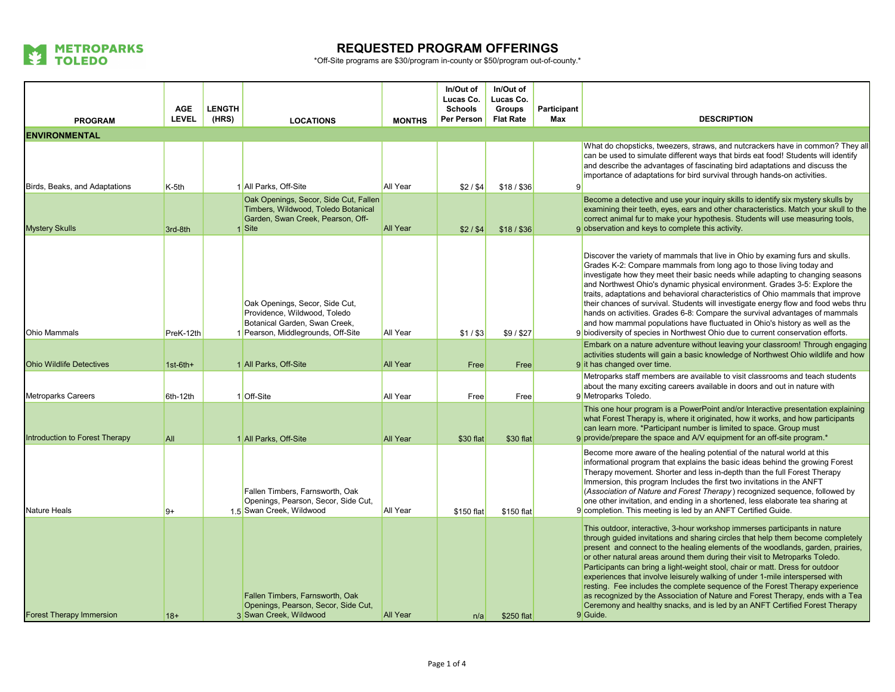METROPARKS TOLEDO

# REQUESTED PROGRAM OFFERINGS

*Off-Site programs are $30/program in-county or $50/program out-of-county.*

| PROGRAM | AGE LEVEL | LENGTH (HRS) | LOCATIONS | MONTHS | In/Out of Lucas Co. Schools Per Person | In/Out of Lucas Co. Groups Flat Rate | Participant Max | DESCRIPTION |
|---|---|---|---|---|---|---|---|---|
| **ENVIRONMENTAL** | | | | | | | | |
| Birds, Beaks, and Adaptations | K-5th | 1 | All Parks, Off-Site | All Year | $2 / $4 | $18 / $36 | 9 | What do chopsticks, tweezers, straws, and nutcrackers have in common? They all can be used to simulate different ways that birds eat food! Students will identify and describe the advantages of fascinating bird adaptations and discuss the importance of adaptations for bird survival through hands-on activities. |
| Mystery Skulls | 3rd-8th | 1 | Oak Openings, Secor, Side Cut, Fallen Timbers, Wildwood, Toledo Botanical Garden, Swan Creek, Pearson, Off-Site | All Year | $2 / $4 | $18 / $36 | 9 | Become a detective and use your inquiry skills to identify six mystery skulls by examining their teeth, eyes, ears and other characteristics. Match your skull to the correct animal fur to make your hypothesis. Students will use measuring tools, observation and keys to complete this activity. |
| Ohio Mammals | PreK-12th | 1 | Oak Openings, Secor, Side Cut, Providence, Wildwood, Toledo Botanical Garden, Swan Creek, Pearson, Middlegrounds, Off-Site | All Year | $1 / $3 | $9 / $27 | 9 | Discover the variety of mammals that live in Ohio by examing furs and skulls. Grades K-2: Compare mammals from long ago to those living today and investigate how they meet their basic needs while adapting to changing seasons and Northwest Ohio's dynamic physical environment. Grades 3-5: Explore the traits, adaptations and behavioral characteristics of Ohio mammals that improve their chances of survival. Students will investigate energy flow and food webs thru hands on activities. Grades 6-8: Compare the survival advantages of mammals and how mammal populations have fluctuated in Ohio's history as well as the biodiversity of species in Northwest Ohio due to current conservation efforts. |
| Ohio Wildlife Detectives | 1st-6th+ | 1 | All Parks, Off-Site | All Year | Free | Free | 9 | Embark on a nature adventure without leaving your classroom! Through engaging activities students will gain a basic knowledge of Northwest Ohio wildlife and how it has changed over time. |
| Metroparks Careers | 6th-12th | 1 | Off-Site | All Year | Free | Free | 9 | Metroparks staff members are available to visit classrooms and teach students about the many exciting careers available in doors and out in nature with Metroparks Toledo. |
| Introduction to Forest Therapy | All | 1 | All Parks, Off-Site | All Year | $30 flat | $30 flat | 9 | This one hour program is a PowerPoint and/or Interactive presentation explaining what Forest Therapy is, where it originated, how it works, and how participants can learn more. *Participant number is limited to space. Group must provide/prepare the space and A/V equipment for an off-site program.* |
| Nature Heals | 9+ | 1.5 | Fallen Timbers, Farnsworth, Oak Openings, Pearson, Secor, Side Cut, Swan Creek, Wildwood | All Year | $150 flat | $150 flat | 9 | Become more aware of the healing potential of the natural world at this informational program that explains the basic ideas behind the growing Forest Therapy movement. Shorter and less in-depth than the full Forest Therapy Immersion, this program Includes the first two invitations in the ANFT (*Association of Nature and Forest Therapy*) recognized sequence, followed by one other invitation, and ending in a shortened, less elaborate tea sharing at completion. This meeting is led by an ANFT Certified Guide. |
| Forest Therapy Immersion | 18+ | 3 | Fallen Timbers, Farnsworth, Oak Openings, Pearson, Secor, Side Cut, Swan Creek, Wildwood | All Year | n/a | $250 flat | 9 | This outdoor, interactive, 3-hour workshop immerses participants in nature through guided invitations and sharing circles that help them become completely present and connect to the healing elements of the woodlands, garden, prairies, or other natural areas around them during their visit to Metroparks Toledo. Participants can bring a light-weight stool, chair or matt. Dress for outdoor experiences that involve leisurely walking of under 1-mile interspersed with resting. Fee includes the complete sequence of the Forest Therapy experience as recognized by the Association of Nature and Forest Therapy, ends with a Tea Ceremony and healthy snacks, and is led by an ANFT Certified Forest Therapy Guide. |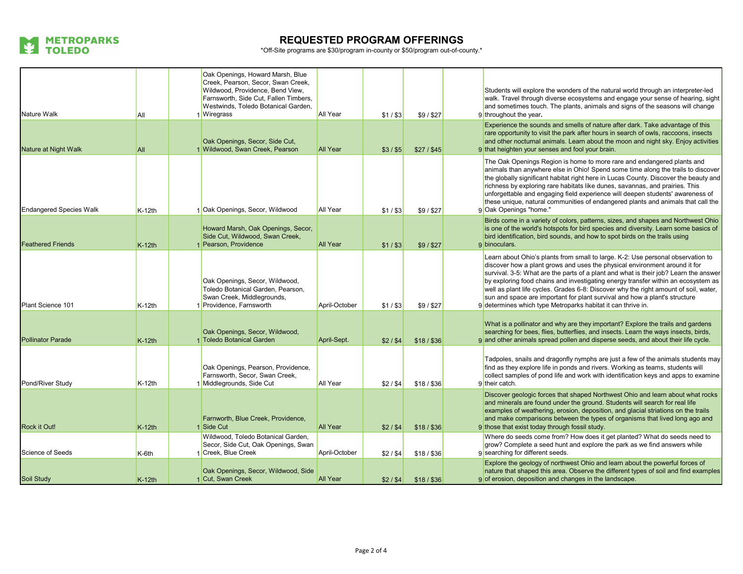# REQUESTED PROGRAM OFFERINGS

*Off-Site programs are $30/program in-county or $50/program out-of-county.*

| | | | | | | | | |
|---|---|---|---|---|---|---|---|---|
| Nature Walk | All | 1 | Oak Openings, Howard Marsh, Blue Creek, Pearson, Secor, Swan Creek, Wildwood, Providence, Bend View, Farnsworth, Side Cut, Fallen Timbers, Westwinds, Toledo Botanical Garden, Wiregrass | All Year | $1 / $3 | $9 / $27 | 9 | Students will explore the wonders of the natural world through an interpreter-led walk. Travel through diverse ecosystems and engage your sense of hearing, sight and sometimes touch. The plants, animals and signs of the seasons will change throughout the year. |
| Nature at Night Walk | All | 1 | Oak Openings, Secor, Side Cut, Wildwood, Swan Creek, Pearson | All Year | $3 / $5 | $27 / $45 | 9 | Experience the sounds and smells of nature after dark. Take advantage of this rare opportunity to visit the park after hours in search of owls, raccoons, insects and other nocturnal animals. Learn about the moon and night sky. Enjoy activities that heighten your senses and fool your brain. |
| Endangered Species Walk | K-12th | 1 | Oak Openings, Secor, Wildwood | All Year | $1 / $3 | $9 / $27 | 9 | The Oak Openings Region is home to more rare and endangered plants and animals than anywhere else in Ohio! Spend some time along the trails to discover the globally significant habitat right here in Lucas County. Discover the beauty and richness by exploring rare habitats like dunes, savannas, and prairies. This unforgettable and engaging field experience will deepen students' awareness of these unique, natural communities of endangered plants and animals that call the Oak Openings "home." |
| Feathered Friends | K-12th | 1 | Howard Marsh, Oak Openings, Secor, Side Cut, Wildwood, Swan Creek, Pearson, Providence | All Year | $1 / $3 | $9 / $27 | 9 | Birds come in a variety of colors, patterns, sizes, and shapes and Northwest Ohio is one of the world's hotspots for bird species and diversity. Learn some basics of bird identification, bird sounds, and how to spot birds on the trails using binoculars. |
| Plant Science 101 | K-12th | 1 | Oak Openings, Secor, Wildwood, Toledo Botanical Garden, Pearson, Swan Creek, Middlegrounds, Providence, Farnsworth | April-October | $1 / $3 | $9 / $27 | 9 | Learn about Ohio's plants from small to large. K-2: Use personal observation to discover how a plant grows and uses the physical environment around it for survival. 3-5: What are the parts of a plant and what is their job? Learn the answer by exploring food chains and investigating energy transfer within an ecosystem as well as plant life cycles. Grades 6-8: Discover why the right amount of soil, water, sun and space are important for plant survival and how a plant's structure determines which type Metroparks habitat it can thrive in. |
| Pollinator Parade | K-12th | 1 | Oak Openings, Secor, Wildwood, Toledo Botanical Garden | April-Sept. | $2 / $4 | $18 / $36 | 9 | What is a pollinator and why are they important? Explore the trails and gardens searching for bees, flies, butterflies, and insects. Learn the ways insects, birds, and other animals spread pollen and disperse seeds, and about their life cycle. |
| Pond/River Study | K-12th | 1 | Oak Openings, Pearson, Providence, Farnsworth, Secor, Swan Creek, Middlegrounds, Side Cut | All Year | $2 / $4 | $18 / $36 | 9 | Tadpoles, snails and dragonfly nymphs are just a few of the animals students may find as they explore life in ponds and rivers. Working as teams, students will collect samples of pond life and work with identification keys and apps to examine their catch. |
| Rock it Out! | K-12th | 1 | Farnworth, Blue Creek, Providence, Side Cut | All Year | $2 / $4 | $18 / $36 | 9 | Discover geologic forces that shaped Northwest Ohio and learn about what rocks and minerals are found under the ground. Students will search for real life examples of weathering, erosion, deposition, and glacial striations on the trails and make comparisons between the types of organisms that lived long ago and those that exist today through fossil study. |
| Science of Seeds | K-6th | 1 | Wildwood, Toledo Botanical Garden, Secor, Side Cut, Oak Openings, Swan Creek, Blue Creek | April-October | $2 / $4 | $18 / $36 | 9 | Where do seeds come from? How does it get planted? What do seeds need to grow? Complete a seed hunt and explore the park as we find answers while searching for different seeds. |
| Soil Study | K-12th | 1 | Oak Openings, Secor, Wildwood, Side Cut, Swan Creek | All Year | $2 / $4 | $18 / $36 | 9 | Explore the geology of northwest Ohio and learn about the powerful forces of nature that shaped this area. Observe the different types of soil and find examples of erosion, deposition and changes in the landscape. |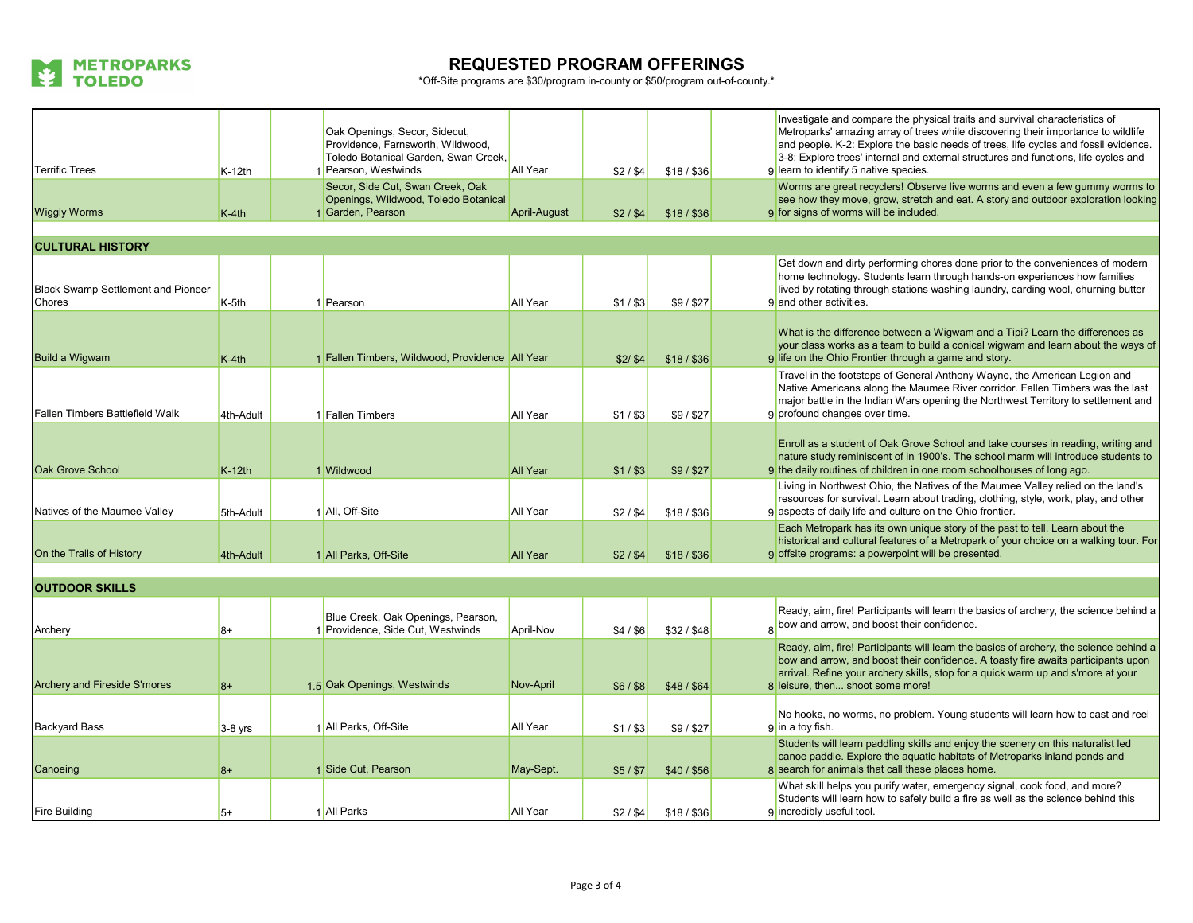# REQUESTED PROGRAM OFFERINGS

*Off-Site programs are $30/program in-county or $50/program out-of-county.*

| | | | | | | | | |
|---|---|---|---|---|---|---|---|---|
| Terrific Trees | K-12th | 1 | Oak Openings, Secor, Sidecut, Providence, Farnsworth, Wildwood, Toledo Botanical Garden, Swan Creek, Pearson, Westwinds | All Year | $2 / $4 | $18 / $36 | 9 | Investigate and compare the physical traits and survival characteristics of Metroparks' amazing array of trees while discovering their importance to wildlife and people. K-2: Explore the basic needs of trees, life cycles and fossil evidence. 3-8: Explore trees' internal and external structures and functions, life cycles and learn to identify 5 native species. |
| Wiggly Worms | K-4th | 1 | Secor, Side Cut, Swan Creek, Oak Openings, Wildwood, Toledo Botanical Garden, Pearson | April-August | $2 / $4 | $18 / $36 | 9 | Worms are great recyclers! Observe live worms and even a few gummy worms to see how they move, grow, stretch and eat. A story and outdoor exploration looking for signs of worms will be included. |
| **CULTURAL HISTORY** | | | | | | | | |
| Black Swamp Settlement and Pioneer Chores | K-5th | 1 | Pearson | All Year | $1 / $3 | $9 / $27 | 9 | Get down and dirty performing chores done prior to the conveniences of modern home technology. Students learn through hands-on experiences how families lived by rotating through stations washing laundry, carding wool, churning butter and other activities. |
| Build a Wigwam | K-4th | 1 | Fallen Timbers, Wildwood, Providence | All Year | $2/ $4 | $18 / $36 | 9 | What is the difference between a Wigwam and a Tipi? Learn the differences as your class works as a team to build a conical wigwam and learn about the ways of life on the Ohio Frontier through a game and story. |
| Fallen Timbers Battlefield Walk | 4th-Adult | 1 | Fallen Timbers | All Year | $1 / $3 | $9 / $27 | 9 | Travel in the footsteps of General Anthony Wayne, the American Legion and Native Americans along the Maumee River corridor. Fallen Timbers was the last major battle in the Indian Wars opening the Northwest Territory to settlement and profound changes over time. |
| Oak Grove School | K-12th | 1 | Wildwood | All Year | $1 / $3 | $9 / $27 | 9 | Enroll as a student of Oak Grove School and take courses in reading, writing and nature study reminiscent of in 1900's. The school marm will introduce students to the daily routines of children in one room schoolhouses of long ago. |
| Natives of the Maumee Valley | 5th-Adult | 1 | All, Off-Site | All Year | $2 / $4 | $18 / $36 | 9 | Living in Northwest Ohio, the Natives of the Maumee Valley relied on the land's resources for survival. Learn about trading, clothing, style, work, play, and other aspects of daily life and culture on the Ohio frontier. |
| On the Trails of History | 4th-Adult | 1 | All Parks, Off-Site | All Year | $2 / $4 | $18 / $36 | 9 | Each Metropark has its own unique story of the past to tell. Learn about the historical and cultural features of a Metropark of your choice on a walking tour. For offsite programs: a powerpoint will be presented. |
| **OUTDOOR SKILLS** | | | | | | | | |
| Archery | 8+ | 1 | Blue Creek, Oak Openings, Pearson, Providence, Side Cut, Westwinds | April-Nov | $4 / $6 | $32 / $48 | 8 | Ready, aim, fire! Participants will learn the basics of archery, the science behind a bow and arrow, and boost their confidence. |
| Archery and Fireside S'mores | 8+ | 1.5 | Oak Openings, Westwinds | Nov-April | $6 / $8 | $48 / $64 | 8 | Ready, aim, fire! Participants will learn the basics of archery, the science behind a bow and arrow, and boost their confidence. A toasty fire awaits participants upon arrival. Refine your archery skills, stop for a quick warm up and s'more at your leisure, then... shoot some more! |
| Backyard Bass | 3-8 yrs | 1 | All Parks, Off-Site | All Year | $1 / $3 | $9 / $27 | 9 | No hooks, no worms, no problem. Young students will learn how to cast and reel in a toy fish. |
| Canoeing | 8+ | 1 | Side Cut, Pearson | May-Sept. | $5 / $7 | $40 / $56 | 8 | Students will learn paddling skills and enjoy the scenery on this naturalist led canoe paddle. Explore the aquatic habitats of Metroparks inland ponds and search for animals that call these places home. |
| Fire Building | 5+ | 1 | All Parks | All Year | $2 / $4 | $18 / $36 | 9 | What skill helps you purify water, emergency signal, cook food, and more? Students will learn how to safely build a fire as well as the science behind this incredibly useful tool. |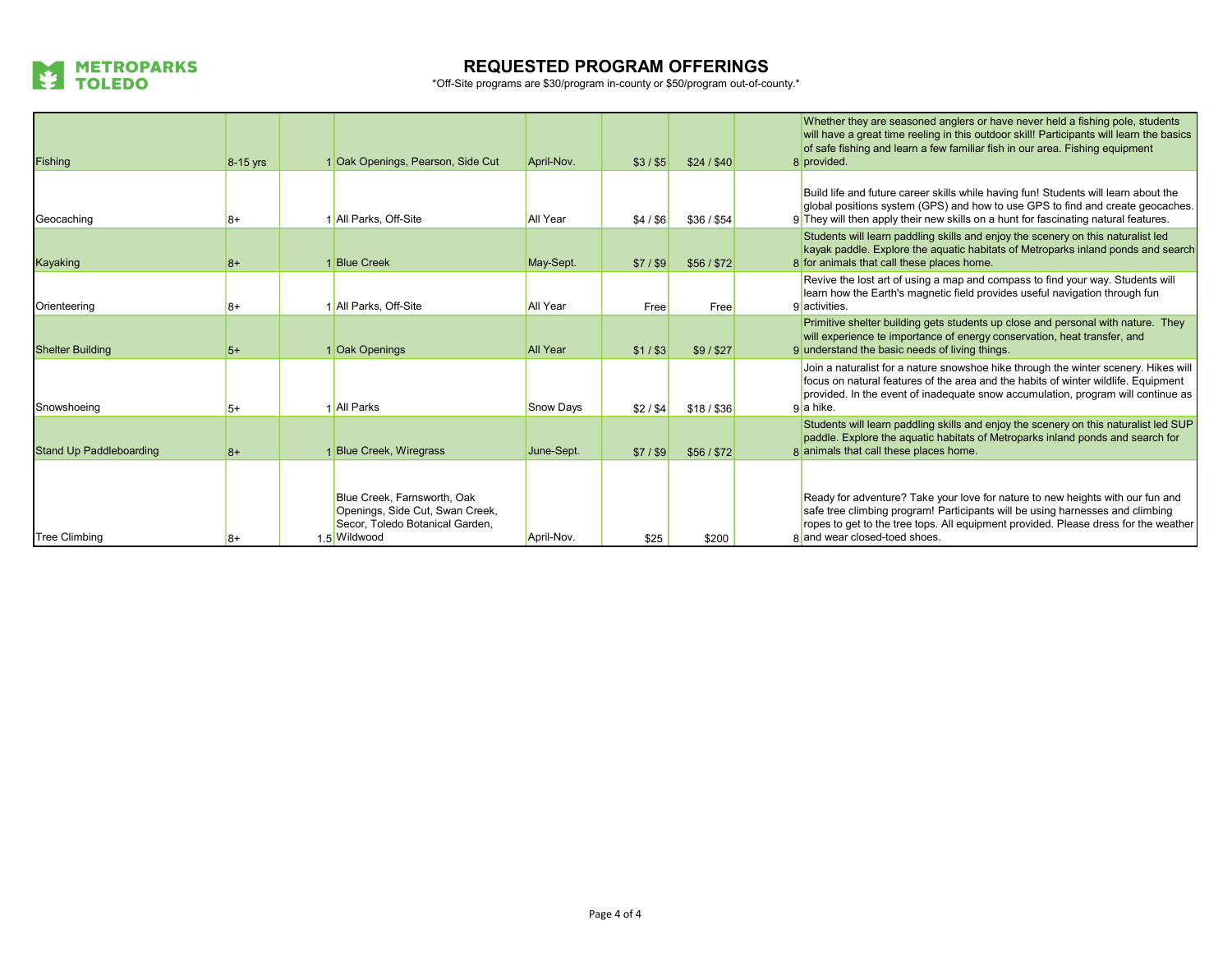METROPARKS TOLEDO

# REQUESTED PROGRAM OFFERINGS

*Off-Site programs are $30/program in-county or $50/program out-of-county.*

| | | | | | | | | |
|---|---|---|---|---|---|---|---|---|
| Fishing | 8-15 yrs | 1 | Oak Openings, Pearson, Side Cut | April-Nov. | $3 / $5 | $24 / $40 | 8 | Whether they are seasoned anglers or have never held a fishing pole, students will have a great time reeling in this outdoor skill! Participants will learn the basics of safe fishing and learn a few familiar fish in our area. Fishing equipment provided. |
| Geocaching | 8+ | 1 | All Parks, Off-Site | All Year | $4 / $6 | $36 / $54 | 9 | Build life and future career skills while having fun! Students will learn about the global positions system (GPS) and how to use GPS to find and create geocaches. They will then apply their new skills on a hunt for fascinating natural features. |
| Kayaking | 8+ | 1 | Blue Creek | May-Sept. | $7 / $9 | $56 / $72 | 8 | Students will learn paddling skills and enjoy the scenery on this naturalist led kayak paddle. Explore the aquatic habitats of Metroparks inland ponds and search for animals that call these places home. |
| Orienteering | 8+ | 1 | All Parks, Off-Site | All Year | Free | Free | 9 | Revive the lost art of using a map and compass to find your way. Students will learn how the Earth's magnetic field provides useful navigation through fun activities. |
| Shelter Building | 5+ | 1 | Oak Openings | All Year | $1 / $3 | $9 / $27 | 9 | Primitive shelter building gets students up close and personal with nature. They will experience te importance of energy conservation, heat transfer, and understand the basic needs of living things. |
| Snowshoeing | 5+ | 1 | All Parks | Snow Days | $2 / $4 | $18 / $36 | 9 | Join a naturalist for a nature snowshoe hike through the winter scenery. Hikes will focus on natural features of the area and the habits of winter wildlife. Equipment provided. In the event of inadequate snow accumulation, program will continue as a hike. |
| Stand Up Paddleboarding | 8+ | 1 | Blue Creek, Wiregrass | June-Sept. | $7 / $9 | $56 / $72 | 8 | Students will learn paddling skills and enjoy the scenery on this naturalist led SUP paddle. Explore the aquatic habitats of Metroparks inland ponds and search for animals that call these places home. |
| Tree Climbing | 8+ | 1.5 | Blue Creek, Farnsworth, Oak Openings, Side Cut, Swan Creek, Secor, Toledo Botanical Garden, Wildwood | April-Nov. | $25 | $200 | 8 | Ready for adventure? Take your love for nature to new heights with our fun and safe tree climbing program! Participants will be using harnesses and climbing ropes to get to the tree tops. All equipment provided. Please dress for the weather and wear closed-toed shoes. |